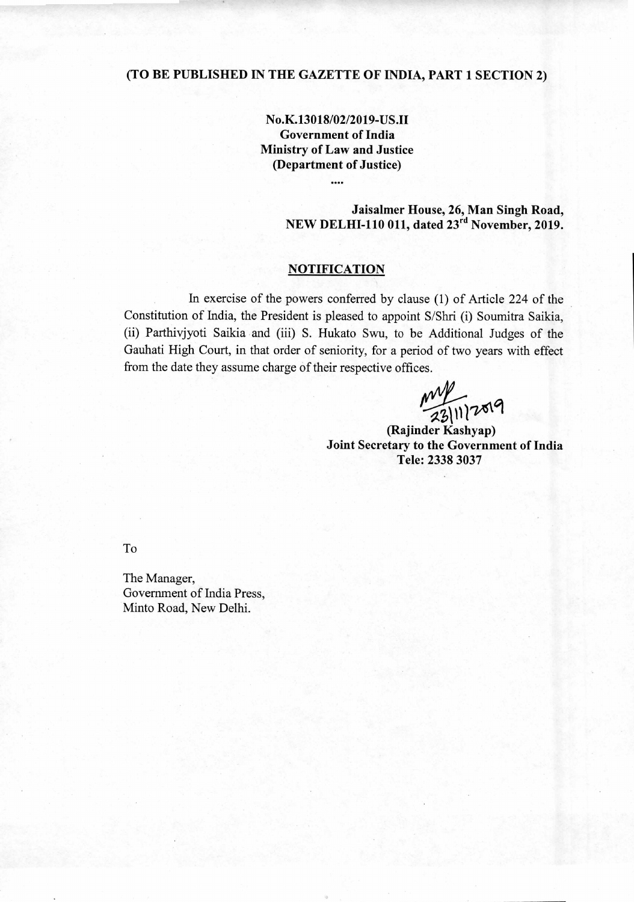**(TO BE PUBLISHED IN THE GAZETTE OF INDIA, PART 1 SECTION 2)**

**No.K.13018/02/2019-US.II**
**Government of India**
**Ministry of Law and Justice**
**(Department of Justice)**

....

**Jaisalmer House, 26, Man Singh Road,**
**NEW DELHI-110 011, dated 23rd November, 2019.**

## NOTIFICATION

In exercise of the powers conferred by clause (1) of Article 224 of the Constitution of India, the President is pleased to appoint S/Shri (i) Soumitra Saikia, (ii) Parthivjyoti Saikia and (iii) S. Hukato Swu, to be Additional Judges of the Gauhati High Court, in that order of seniority, for a period of two years with effect from the date they assume charge of their respective offices.

23/11/2019

**(Rajinder Kashyap)**
**Joint Secretary to the Government of India**
**Tele: 2338 3037**

To

The Manager,
Government of India Press,
Minto Road, New Delhi.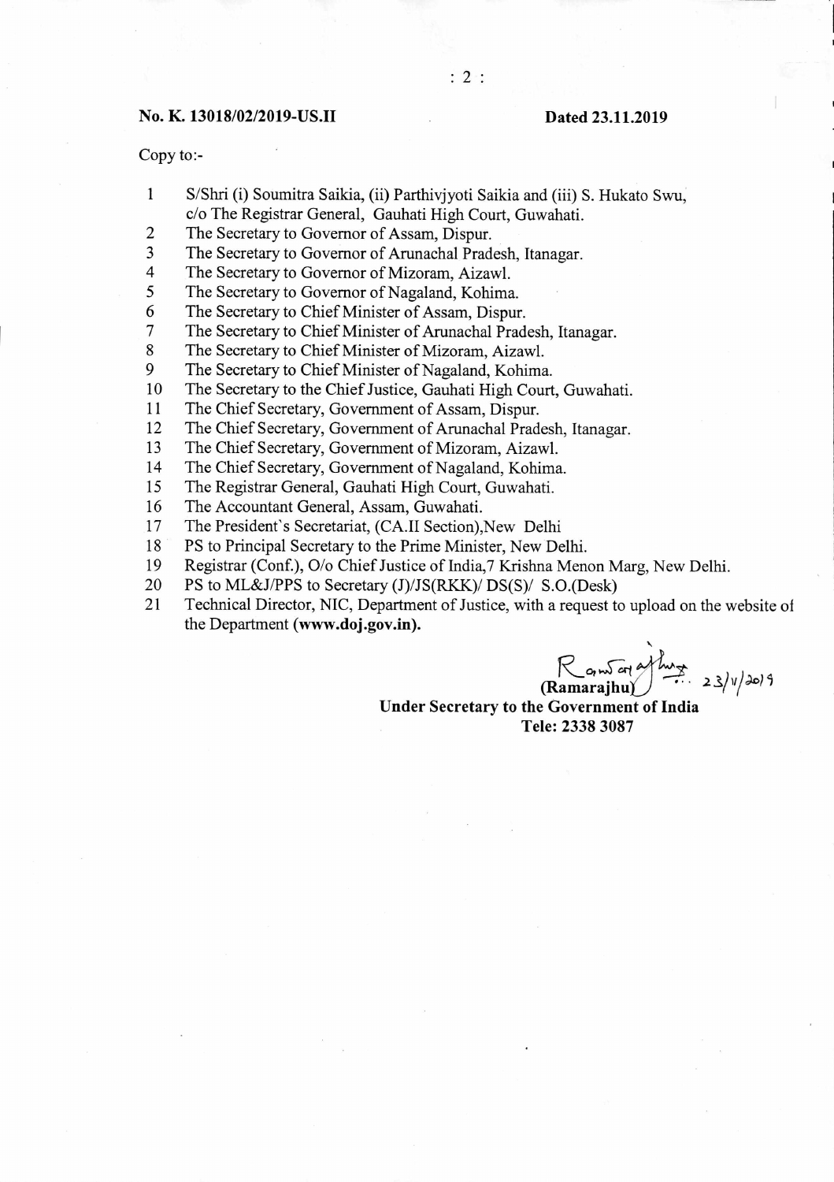**No. K. 13018/02/2019-US.II** **Dated 23.11.2019**

Copy to:-

1. S/Shri (i) Soumitra Saikia, (ii) Parthivjyoti Saikia and (iii) S. Hukato Swu, c/o The Registrar General, Gauhati High Court, Guwahati.
2. The Secretary to Governor of Assam, Dispur.
3. The Secretary to Governor of Arunachal Pradesh, Itanagar.
4. The Secretary to Governor of Mizoram, Aizawl.
5. The Secretary to Governor of Nagaland, Kohima.
6. The Secretary to Chief Minister of Assam, Dispur.
7. The Secretary to Chief Minister of Arunachal Pradesh, Itanagar.
8. The Secretary to Chief Minister of Mizoram, Aizawl.
9. The Secretary to Chief Minister of Nagaland, Kohima.
10. The Secretary to the Chief Justice, Gauhati High Court, Guwahati.
11. The Chief Secretary, Government of Assam, Dispur.
12. The Chief Secretary, Government of Arunachal Pradesh, Itanagar.
13. The Chief Secretary, Government of Mizoram, Aizawl.
14. The Chief Secretary, Government of Nagaland, Kohima.
15. The Registrar General, Gauhati High Court, Guwahati.
16. The Accountant General, Assam, Guwahati.
17. The President's Secretariat, (CA.II Section),New Delhi
18. PS to Principal Secretary to the Prime Minister, New Delhi.
19. Registrar (Conf.), O/o Chief Justice of India,7 Krishna Menon Marg, New Delhi.
20. PS to ML&J/PPS to Secretary (J)/JS(RKK)/ DS(S)/ S.O.(Desk)
21. Technical Director, NIC, Department of Justice, with a request to upload on the website of the Department **(www.doj.gov.in).**

23/11/2019

**(Ramarajhu)**
**Under Secretary to the Government of India**
**Tele: 2338 3087**